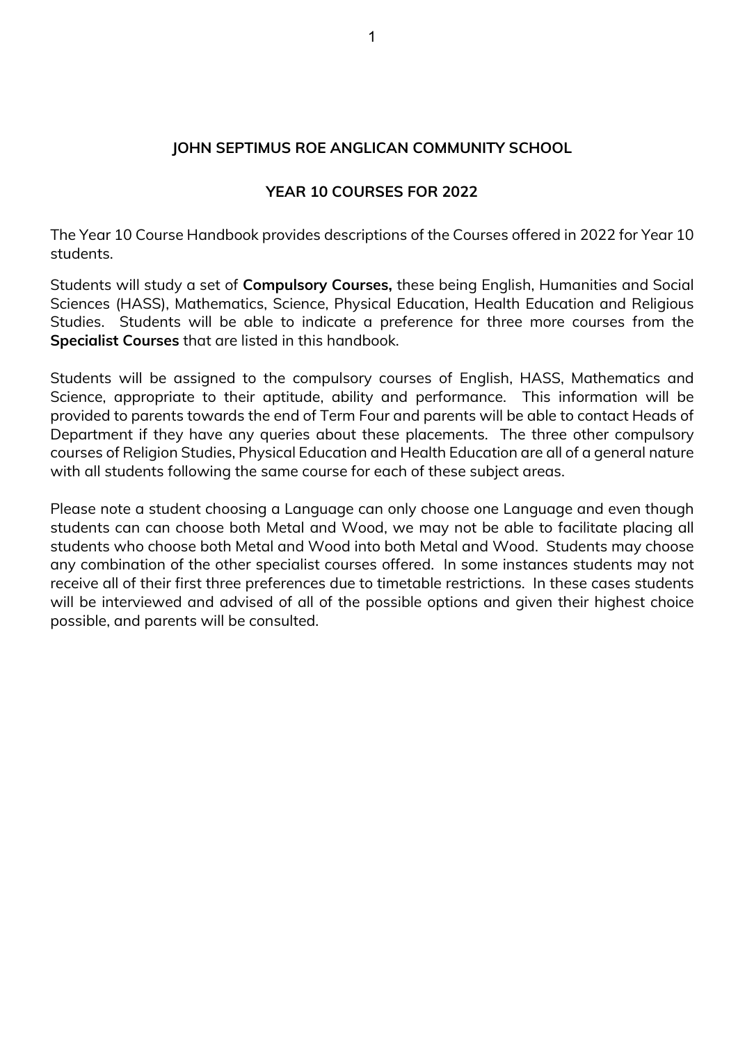# JOHN SEPTIMUS ROE ANGLICAN COMMUNITY SCHOOL

## YEAR 10 COURSES FOR 2022

The Year 10 Course Handbook provides descriptions of the Courses offered in 2022 for Year 10 students.

Students will study a set of **Compulsory Courses,** these being English, Humanities and Social Sciences (HASS), Mathematics, Science, Physical Education, Health Education and Religious Studies. Students will be able to indicate a preference for three more courses from the **Specialist Courses** that are listed in this handbook.

Students will be assigned to the compulsory courses of English, HASS, Mathematics and Science, appropriate to their aptitude, ability and performance. This information will be provided to parents towards the end of Term Four and parents will be able to contact Heads of Department if they have any queries about these placements. The three other compulsory courses of Religion Studies, Physical Education and Health Education are all of a general nature with all students following the same course for each of these subject areas.

Please note a student choosing a Language can only choose one Language and even though students can can choose both Metal and Wood, we may not be able to facilitate placing all students who choose both Metal and Wood into both Metal and Wood. Students may choose any combination of the other specialist courses offered. In some instances students may not receive all of their first three preferences due to timetable restrictions. In these cases students will be interviewed and advised of all of the possible options and given their highest choice possible, and parents will be consulted.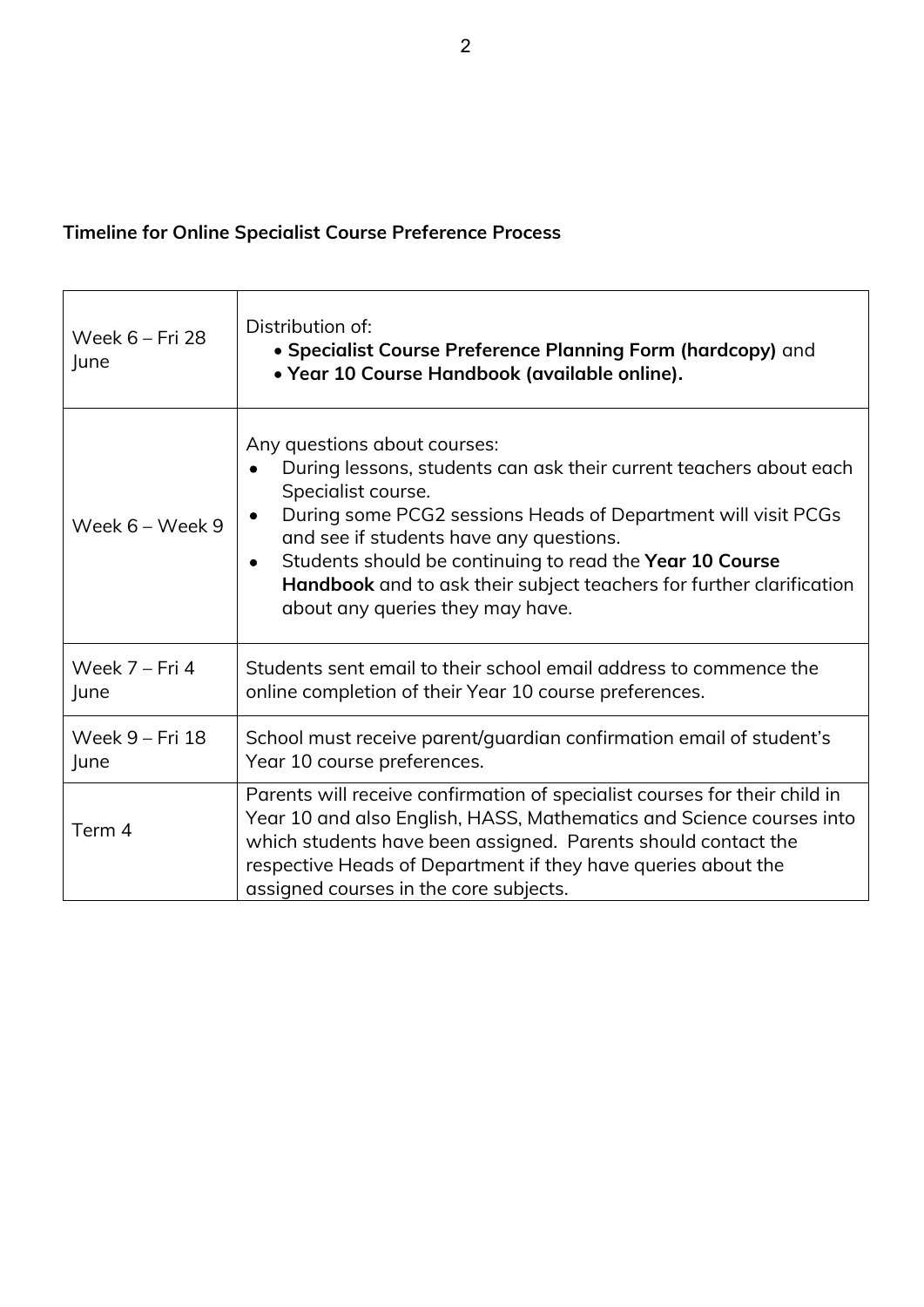**Timeline for Online Specialist Course Preference Process**

| | |
|---|---|
| Week 6 – Fri 28 June | Distribution of:<br>• **Specialist Course Preference Planning Form (hardcopy)** and<br>• **Year 10 Course Handbook (available online).** |
| Week 6 – Week 9 | Any questions about courses:<br>• During lessons, students can ask their current teachers about each Specialist course.<br>• During some PCG2 sessions Heads of Department will visit PCGs and see if students have any questions.<br>• Students should be continuing to read the **Year 10 Course Handbook** and to ask their subject teachers for further clarification about any queries they may have. |
| Week 7 – Fri 4 June | Students sent email to their school email address to commence the online completion of their Year 10 course preferences. |
| Week 9 – Fri 18 June | School must receive parent/guardian confirmation email of student's Year 10 course preferences. |
| Term 4 | Parents will receive confirmation of specialist courses for their child in Year 10 and also English, HASS, Mathematics and Science courses into which students have been assigned. Parents should contact the respective Heads of Department if they have queries about the assigned courses in the core subjects. |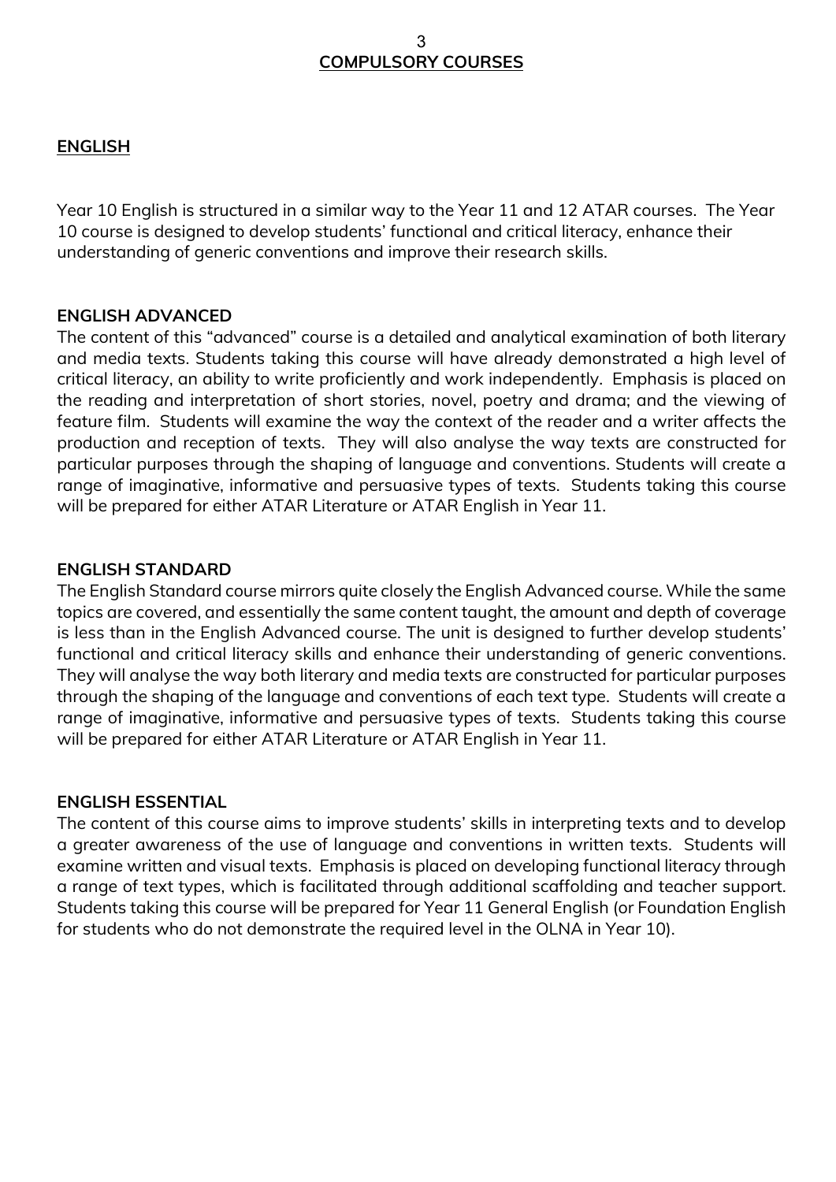# COMPULSORY COURSES

## ENGLISH

Year 10 English is structured in a similar way to the Year 11 and 12 ATAR courses. The Year 10 course is designed to develop students' functional and critical literacy, enhance their understanding of generic conventions and improve their research skills.

### ENGLISH ADVANCED

The content of this "advanced" course is a detailed and analytical examination of both literary and media texts. Students taking this course will have already demonstrated a high level of critical literacy, an ability to write proficiently and work independently. Emphasis is placed on the reading and interpretation of short stories, novel, poetry and drama; and the viewing of feature film. Students will examine the way the context of the reader and a writer affects the production and reception of texts. They will also analyse the way texts are constructed for particular purposes through the shaping of language and conventions. Students will create a range of imaginative, informative and persuasive types of texts. Students taking this course will be prepared for either ATAR Literature or ATAR English in Year 11.

### ENGLISH STANDARD

The English Standard course mirrors quite closely the English Advanced course. While the same topics are covered, and essentially the same content taught, the amount and depth of coverage is less than in the English Advanced course. The unit is designed to further develop students' functional and critical literacy skills and enhance their understanding of generic conventions. They will analyse the way both literary and media texts are constructed for particular purposes through the shaping of the language and conventions of each text type. Students will create a range of imaginative, informative and persuasive types of texts. Students taking this course will be prepared for either ATAR Literature or ATAR English in Year 11.

### ENGLISH ESSENTIAL

The content of this course aims to improve students' skills in interpreting texts and to develop a greater awareness of the use of language and conventions in written texts. Students will examine written and visual texts. Emphasis is placed on developing functional literacy through a range of text types, which is facilitated through additional scaffolding and teacher support. Students taking this course will be prepared for Year 11 General English (or Foundation English for students who do not demonstrate the required level in the OLNA in Year 10).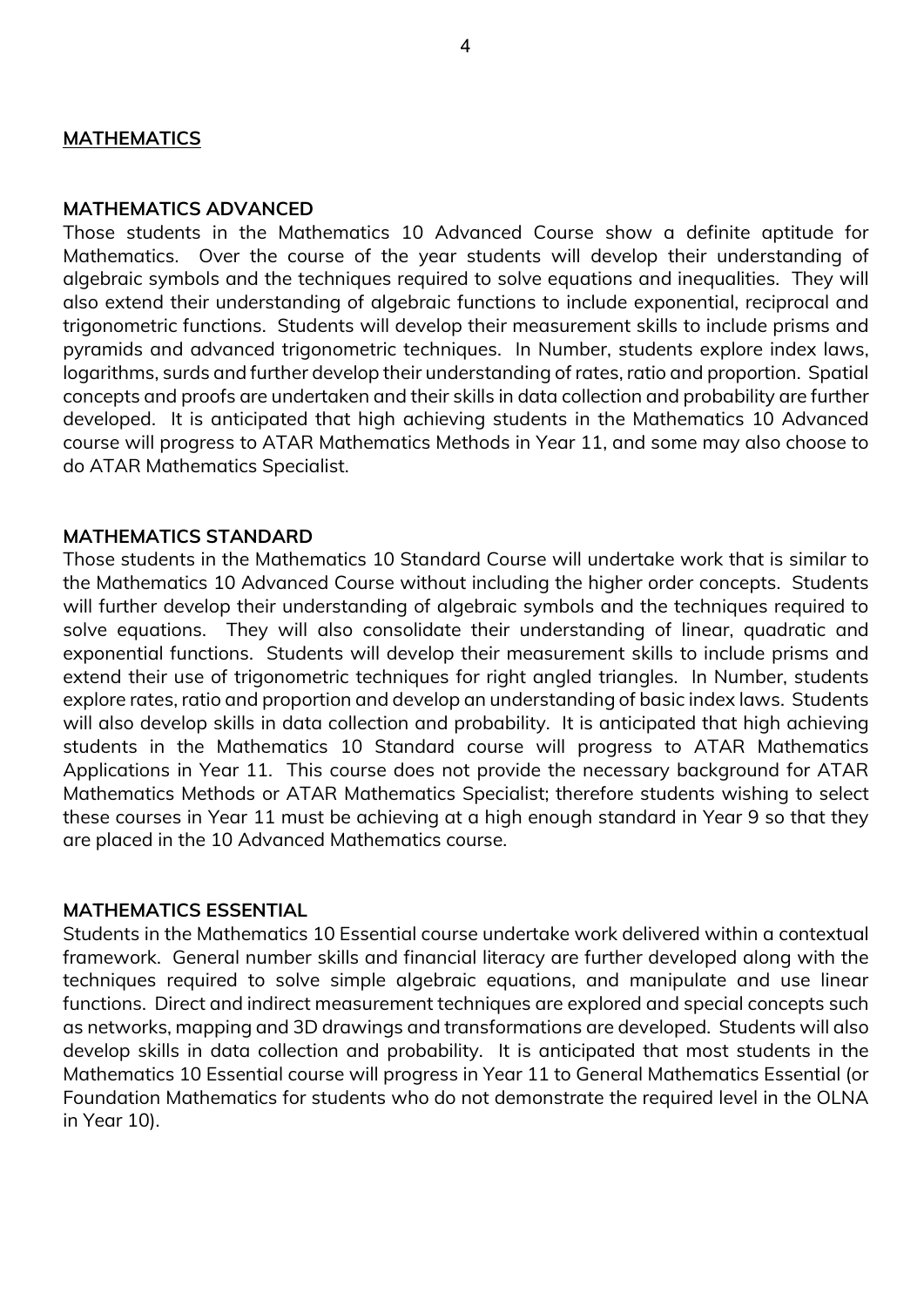## MATHEMATICS

### MATHEMATICS ADVANCED

Those students in the Mathematics 10 Advanced Course show a definite aptitude for Mathematics. Over the course of the year students will develop their understanding of algebraic symbols and the techniques required to solve equations and inequalities. They will also extend their understanding of algebraic functions to include exponential, reciprocal and trigonometric functions. Students will develop their measurement skills to include prisms and pyramids and advanced trigonometric techniques. In Number, students explore index laws, logarithms, surds and further develop their understanding of rates, ratio and proportion. Spatial concepts and proofs are undertaken and their skills in data collection and probability are further developed. It is anticipated that high achieving students in the Mathematics 10 Advanced course will progress to ATAR Mathematics Methods in Year 11, and some may also choose to do ATAR Mathematics Specialist.

### MATHEMATICS STANDARD

Those students in the Mathematics 10 Standard Course will undertake work that is similar to the Mathematics 10 Advanced Course without including the higher order concepts. Students will further develop their understanding of algebraic symbols and the techniques required to solve equations. They will also consolidate their understanding of linear, quadratic and exponential functions. Students will develop their measurement skills to include prisms and extend their use of trigonometric techniques for right angled triangles. In Number, students explore rates, ratio and proportion and develop an understanding of basic index laws. Students will also develop skills in data collection and probability. It is anticipated that high achieving students in the Mathematics 10 Standard course will progress to ATAR Mathematics Applications in Year 11. This course does not provide the necessary background for ATAR Mathematics Methods or ATAR Mathematics Specialist; therefore students wishing to select these courses in Year 11 must be achieving at a high enough standard in Year 9 so that they are placed in the 10 Advanced Mathematics course.

### MATHEMATICS ESSENTIAL

Students in the Mathematics 10 Essential course undertake work delivered within a contextual framework. General number skills and financial literacy are further developed along with the techniques required to solve simple algebraic equations, and manipulate and use linear functions. Direct and indirect measurement techniques are explored and special concepts such as networks, mapping and 3D drawings and transformations are developed. Students will also develop skills in data collection and probability. It is anticipated that most students in the Mathematics 10 Essential course will progress in Year 11 to General Mathematics Essential (or Foundation Mathematics for students who do not demonstrate the required level in the OLNA in Year 10).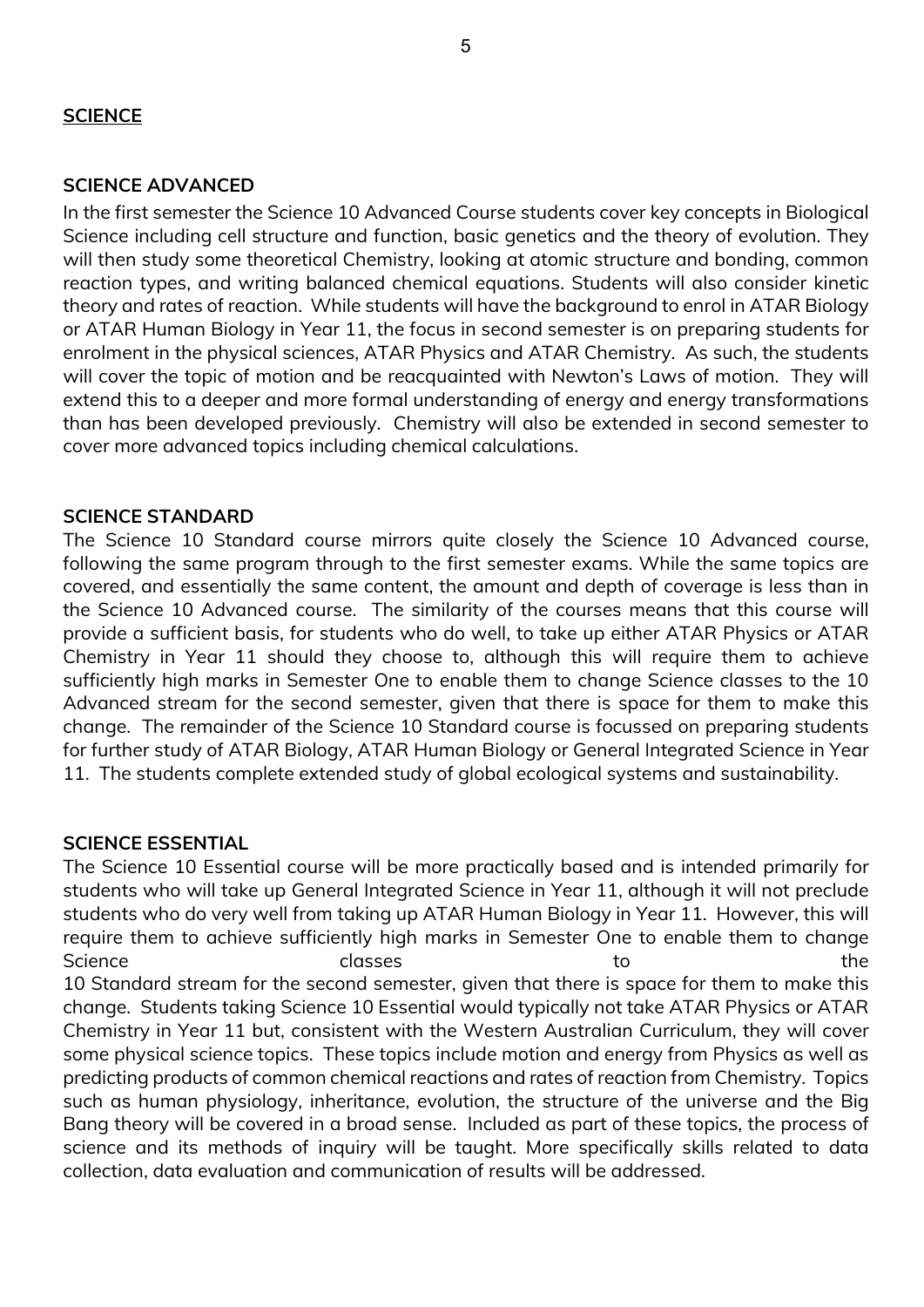## SCIENCE

### SCIENCE ADVANCED

In the first semester the Science 10 Advanced Course students cover key concepts in Biological Science including cell structure and function, basic genetics and the theory of evolution. They will then study some theoretical Chemistry, looking at atomic structure and bonding, common reaction types, and writing balanced chemical equations. Students will also consider kinetic theory and rates of reaction. While students will have the background to enrol in ATAR Biology or ATAR Human Biology in Year 11, the focus in second semester is on preparing students for enrolment in the physical sciences, ATAR Physics and ATAR Chemistry. As such, the students will cover the topic of motion and be reacquainted with Newton's Laws of motion. They will extend this to a deeper and more formal understanding of energy and energy transformations than has been developed previously. Chemistry will also be extended in second semester to cover more advanced topics including chemical calculations.

### SCIENCE STANDARD

The Science 10 Standard course mirrors quite closely the Science 10 Advanced course, following the same program through to the first semester exams. While the same topics are covered, and essentially the same content, the amount and depth of coverage is less than in the Science 10 Advanced course. The similarity of the courses means that this course will provide a sufficient basis, for students who do well, to take up either ATAR Physics or ATAR Chemistry in Year 11 should they choose to, although this will require them to achieve sufficiently high marks in Semester One to enable them to change Science classes to the 10 Advanced stream for the second semester, given that there is space for them to make this change. The remainder of the Science 10 Standard course is focussed on preparing students for further study of ATAR Biology, ATAR Human Biology or General Integrated Science in Year 11. The students complete extended study of global ecological systems and sustainability.

### SCIENCE ESSENTIAL

The Science 10 Essential course will be more practically based and is intended primarily for students who will take up General Integrated Science in Year 11, although it will not preclude students who do very well from taking up ATAR Human Biology in Year 11. However, this will require them to achieve sufficiently high marks in Semester One to enable them to change Science classes to the 10 Standard stream for the second semester, given that there is space for them to make this change. Students taking Science 10 Essential would typically not take ATAR Physics or ATAR Chemistry in Year 11 but, consistent with the Western Australian Curriculum, they will cover some physical science topics. These topics include motion and energy from Physics as well as predicting products of common chemical reactions and rates of reaction from Chemistry. Topics such as human physiology, inheritance, evolution, the structure of the universe and the Big Bang theory will be covered in a broad sense. Included as part of these topics, the process of science and its methods of inquiry will be taught. More specifically skills related to data collection, data evaluation and communication of results will be addressed.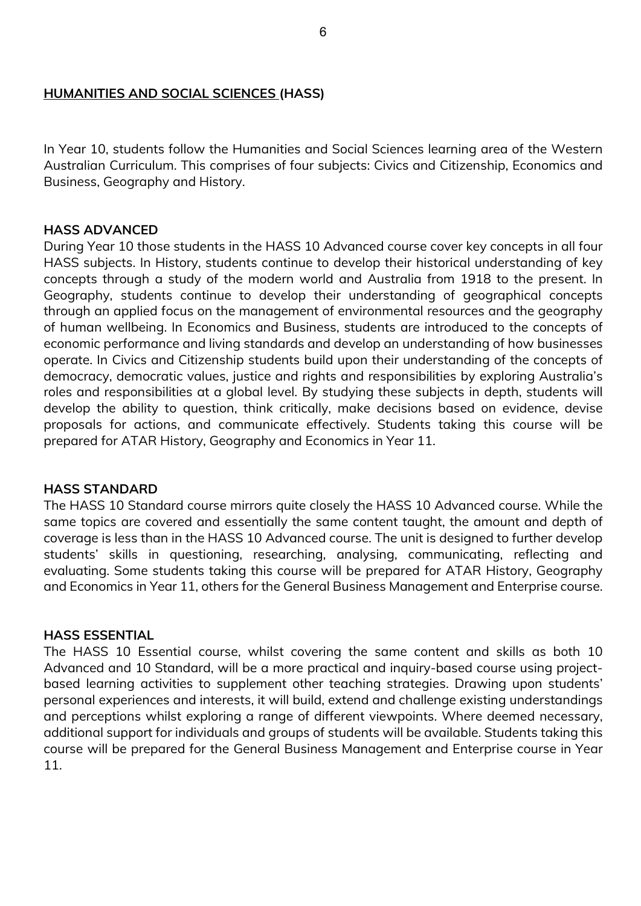## HUMANITIES AND SOCIAL SCIENCES (HASS)

In Year 10, students follow the Humanities and Social Sciences learning area of the Western Australian Curriculum. This comprises of four subjects: Civics and Citizenship, Economics and Business, Geography and History.

### HASS ADVANCED

During Year 10 those students in the HASS 10 Advanced course cover key concepts in all four HASS subjects. In History, students continue to develop their historical understanding of key concepts through a study of the modern world and Australia from 1918 to the present. In Geography, students continue to develop their understanding of geographical concepts through an applied focus on the management of environmental resources and the geography of human wellbeing. In Economics and Business, students are introduced to the concepts of economic performance and living standards and develop an understanding of how businesses operate. In Civics and Citizenship students build upon their understanding of the concepts of democracy, democratic values, justice and rights and responsibilities by exploring Australia's roles and responsibilities at a global level. By studying these subjects in depth, students will develop the ability to question, think critically, make decisions based on evidence, devise proposals for actions, and communicate effectively. Students taking this course will be prepared for ATAR History, Geography and Economics in Year 11.

### HASS STANDARD

The HASS 10 Standard course mirrors quite closely the HASS 10 Advanced course. While the same topics are covered and essentially the same content taught, the amount and depth of coverage is less than in the HASS 10 Advanced course. The unit is designed to further develop students' skills in questioning, researching, analysing, communicating, reflecting and evaluating. Some students taking this course will be prepared for ATAR History, Geography and Economics in Year 11, others for the General Business Management and Enterprise course.

### HASS ESSENTIAL

The HASS 10 Essential course, whilst covering the same content and skills as both 10 Advanced and 10 Standard, will be a more practical and inquiry-based course using project-based learning activities to supplement other teaching strategies. Drawing upon students' personal experiences and interests, it will build, extend and challenge existing understandings and perceptions whilst exploring a range of different viewpoints. Where deemed necessary, additional support for individuals and groups of students will be available. Students taking this course will be prepared for the General Business Management and Enterprise course in Year 11.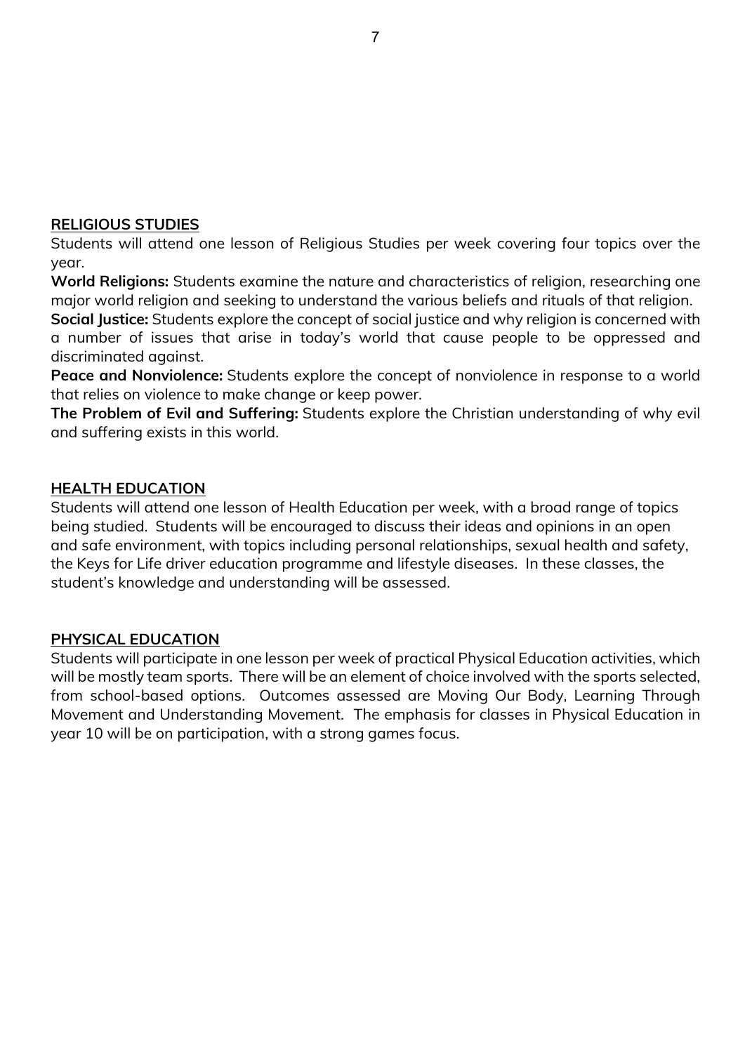## RELIGIOUS STUDIES

Students will attend one lesson of Religious Studies per week covering four topics over the year.

**World Religions:** Students examine the nature and characteristics of religion, researching one major world religion and seeking to understand the various beliefs and rituals of that religion.

**Social Justice:** Students explore the concept of social justice and why religion is concerned with a number of issues that arise in today's world that cause people to be oppressed and discriminated against.

**Peace and Nonviolence:** Students explore the concept of nonviolence in response to a world that relies on violence to make change or keep power.

**The Problem of Evil and Suffering:** Students explore the Christian understanding of why evil and suffering exists in this world.

## HEALTH EDUCATION

Students will attend one lesson of Health Education per week, with a broad range of topics being studied. Students will be encouraged to discuss their ideas and opinions in an open and safe environment, with topics including personal relationships, sexual health and safety, the Keys for Life driver education programme and lifestyle diseases. In these classes, the student's knowledge and understanding will be assessed.

## PHYSICAL EDUCATION

Students will participate in one lesson per week of practical Physical Education activities, which will be mostly team sports. There will be an element of choice involved with the sports selected, from school-based options. Outcomes assessed are Moving Our Body, Learning Through Movement and Understanding Movement. The emphasis for classes in Physical Education in year 10 will be on participation, with a strong games focus.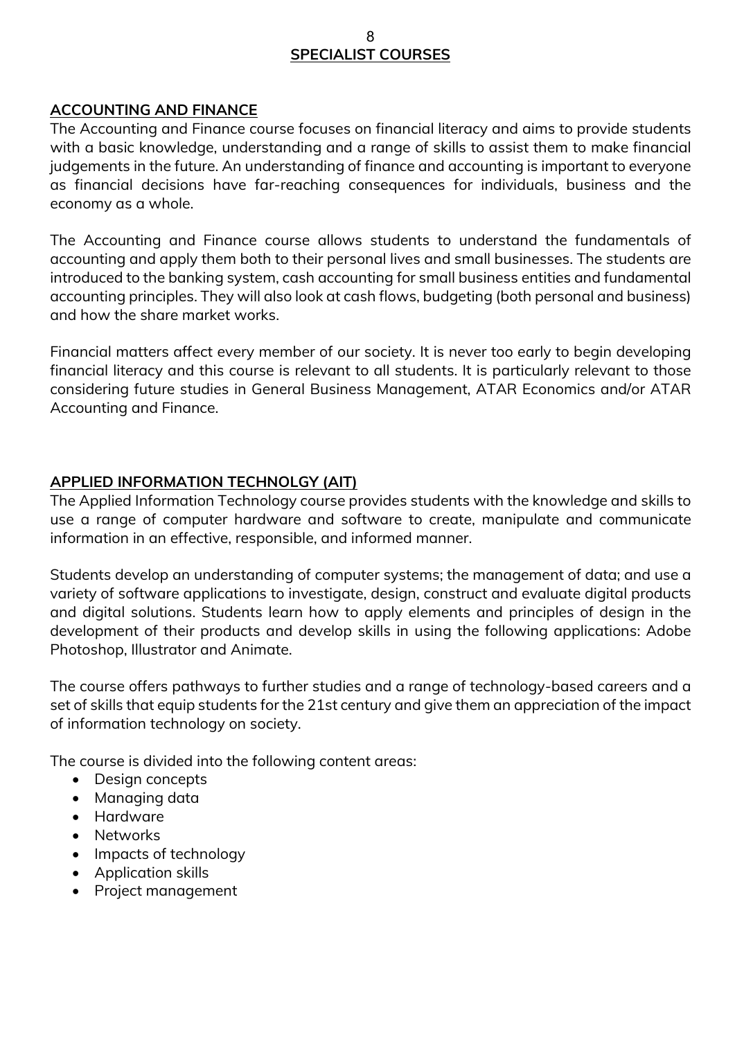# SPECIALIST COURSES

## ACCOUNTING AND FINANCE

The Accounting and Finance course focuses on financial literacy and aims to provide students with a basic knowledge, understanding and a range of skills to assist them to make financial judgements in the future. An understanding of finance and accounting is important to everyone as financial decisions have far-reaching consequences for individuals, business and the economy as a whole.

The Accounting and Finance course allows students to understand the fundamentals of accounting and apply them both to their personal lives and small businesses. The students are introduced to the banking system, cash accounting for small business entities and fundamental accounting principles. They will also look at cash flows, budgeting (both personal and business) and how the share market works.

Financial matters affect every member of our society. It is never too early to begin developing financial literacy and this course is relevant to all students. It is particularly relevant to those considering future studies in General Business Management, ATAR Economics and/or ATAR Accounting and Finance.

## APPLIED INFORMATION TECHNOLGY (AIT)

The Applied Information Technology course provides students with the knowledge and skills to use a range of computer hardware and software to create, manipulate and communicate information in an effective, responsible, and informed manner.

Students develop an understanding of computer systems; the management of data; and use a variety of software applications to investigate, design, construct and evaluate digital products and digital solutions. Students learn how to apply elements and principles of design in the development of their products and develop skills in using the following applications: Adobe Photoshop, Illustrator and Animate.

The course offers pathways to further studies and a range of technology-based careers and a set of skills that equip students for the 21st century and give them an appreciation of the impact of information technology on society.

The course is divided into the following content areas:

- Design concepts
- Managing data
- Hardware
- Networks
- Impacts of technology
- Application skills
- Project management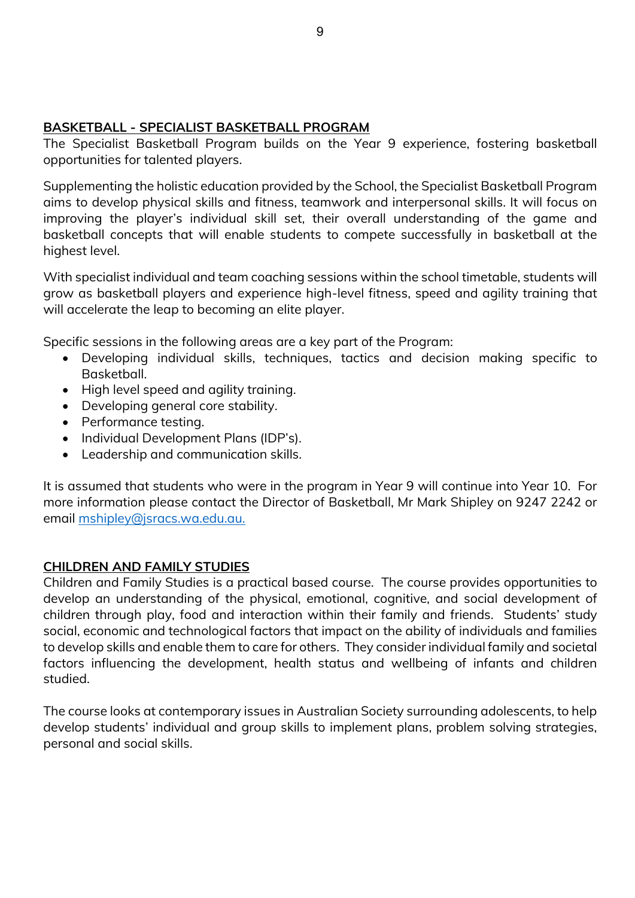## BASKETBALL - SPECIALIST BASKETBALL PROGRAM

The Specialist Basketball Program builds on the Year 9 experience, fostering basketball opportunities for talented players.

Supplementing the holistic education provided by the School, the Specialist Basketball Program aims to develop physical skills and fitness, teamwork and interpersonal skills. It will focus on improving the player's individual skill set, their overall understanding of the game and basketball concepts that will enable students to compete successfully in basketball at the highest level.

With specialist individual and team coaching sessions within the school timetable, students will grow as basketball players and experience high-level fitness, speed and agility training that will accelerate the leap to becoming an elite player.

Specific sessions in the following areas are a key part of the Program:

- Developing individual skills, techniques, tactics and decision making specific to Basketball.
- High level speed and agility training.
- Developing general core stability.
- Performance testing.
- Individual Development Plans (IDP's).
- Leadership and communication skills.

It is assumed that students who were in the program in Year 9 will continue into Year 10. For more information please contact the Director of Basketball, Mr Mark Shipley on 9247 2242 or email mshipley@jsracs.wa.edu.au.

## CHILDREN AND FAMILY STUDIES

Children and Family Studies is a practical based course. The course provides opportunities to develop an understanding of the physical, emotional, cognitive, and social development of children through play, food and interaction within their family and friends. Students' study social, economic and technological factors that impact on the ability of individuals and families to develop skills and enable them to care for others. They consider individual family and societal factors influencing the development, health status and wellbeing of infants and children studied.

The course looks at contemporary issues in Australian Society surrounding adolescents, to help develop students' individual and group skills to implement plans, problem solving strategies, personal and social skills.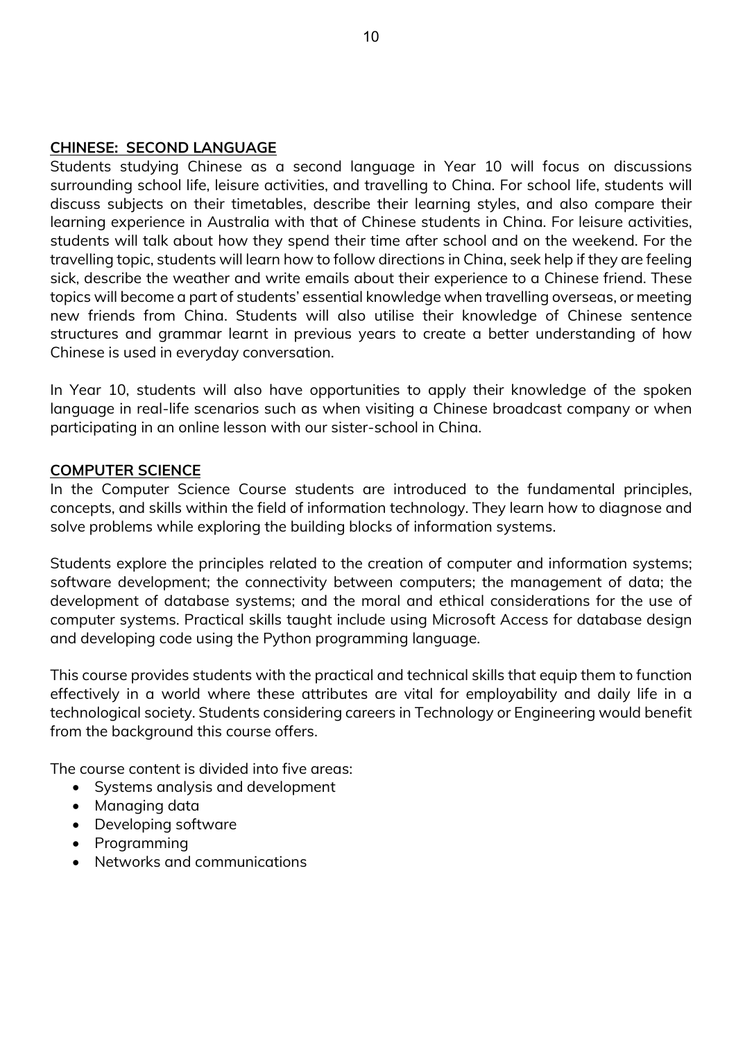## CHINESE: SECOND LANGUAGE

Students studying Chinese as a second language in Year 10 will focus on discussions surrounding school life, leisure activities, and travelling to China. For school life, students will discuss subjects on their timetables, describe their learning styles, and also compare their learning experience in Australia with that of Chinese students in China. For leisure activities, students will talk about how they spend their time after school and on the weekend. For the travelling topic, students will learn how to follow directions in China, seek help if they are feeling sick, describe the weather and write emails about their experience to a Chinese friend. These topics will become a part of students' essential knowledge when travelling overseas, or meeting new friends from China. Students will also utilise their knowledge of Chinese sentence structures and grammar learnt in previous years to create a better understanding of how Chinese is used in everyday conversation.

In Year 10, students will also have opportunities to apply their knowledge of the spoken language in real-life scenarios such as when visiting a Chinese broadcast company or when participating in an online lesson with our sister-school in China.

## COMPUTER SCIENCE

In the Computer Science Course students are introduced to the fundamental principles, concepts, and skills within the field of information technology. They learn how to diagnose and solve problems while exploring the building blocks of information systems.

Students explore the principles related to the creation of computer and information systems; software development; the connectivity between computers; the management of data; the development of database systems; and the moral and ethical considerations for the use of computer systems. Practical skills taught include using Microsoft Access for database design and developing code using the Python programming language.

This course provides students with the practical and technical skills that equip them to function effectively in a world where these attributes are vital for employability and daily life in a technological society. Students considering careers in Technology or Engineering would benefit from the background this course offers.

The course content is divided into five areas:

- Systems analysis and development
- Managing data
- Developing software
- Programming
- Networks and communications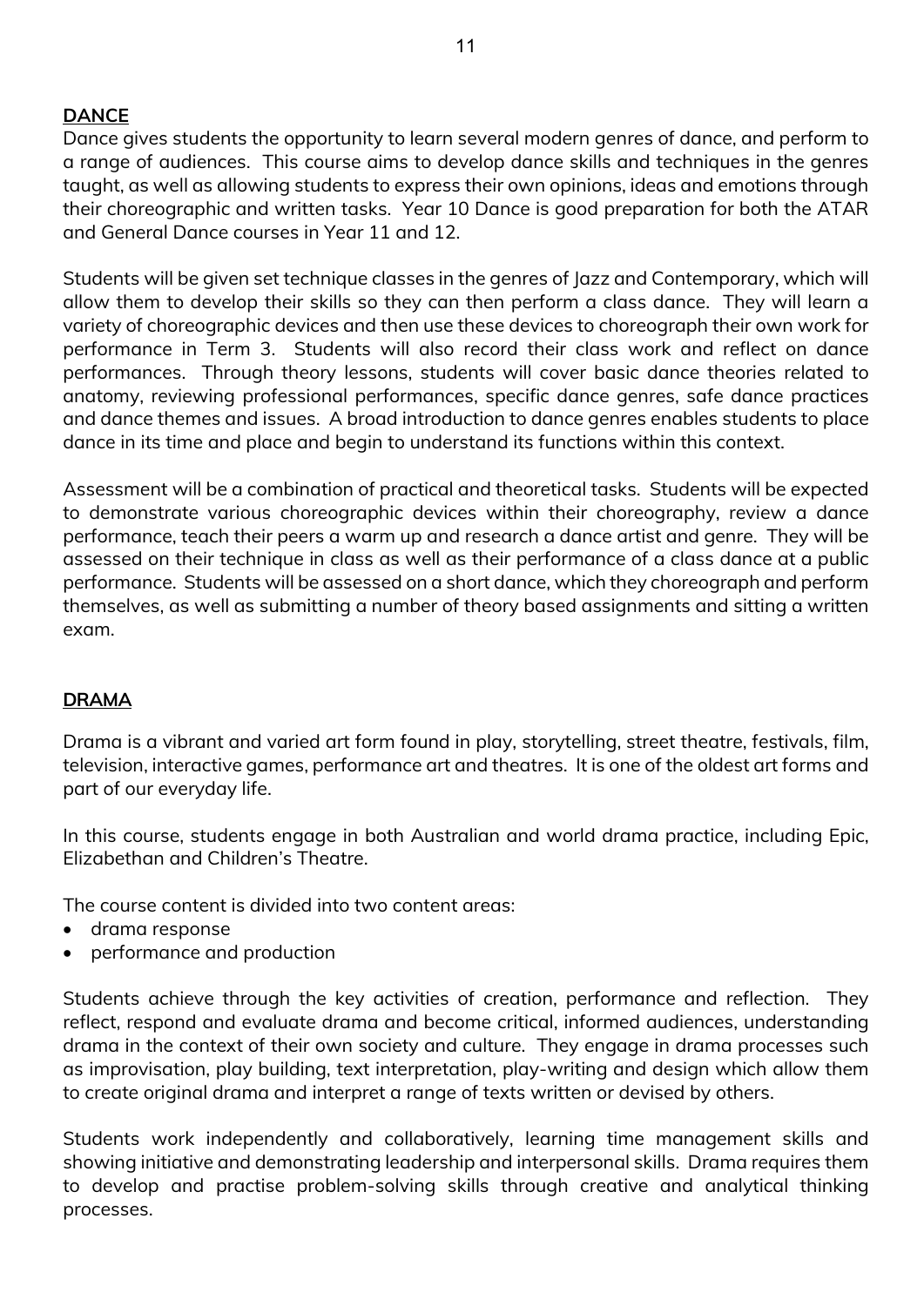## DANCE

Dance gives students the opportunity to learn several modern genres of dance, and perform to a range of audiences. This course aims to develop dance skills and techniques in the genres taught, as well as allowing students to express their own opinions, ideas and emotions through their choreographic and written tasks. Year 10 Dance is good preparation for both the ATAR and General Dance courses in Year 11 and 12.

Students will be given set technique classes in the genres of Jazz and Contemporary, which will allow them to develop their skills so they can then perform a class dance. They will learn a variety of choreographic devices and then use these devices to choreograph their own work for performance in Term 3. Students will also record their class work and reflect on dance performances. Through theory lessons, students will cover basic dance theories related to anatomy, reviewing professional performances, specific dance genres, safe dance practices and dance themes and issues. A broad introduction to dance genres enables students to place dance in its time and place and begin to understand its functions within this context.

Assessment will be a combination of practical and theoretical tasks. Students will be expected to demonstrate various choreographic devices within their choreography, review a dance performance, teach their peers a warm up and research a dance artist and genre. They will be assessed on their technique in class as well as their performance of a class dance at a public performance. Students will be assessed on a short dance, which they choreograph and perform themselves, as well as submitting a number of theory based assignments and sitting a written exam.

## DRAMA

Drama is a vibrant and varied art form found in play, storytelling, street theatre, festivals, film, television, interactive games, performance art and theatres. It is one of the oldest art forms and part of our everyday life.

In this course, students engage in both Australian and world drama practice, including Epic, Elizabethan and Children's Theatre.

The course content is divided into two content areas:

- drama response
- performance and production

Students achieve through the key activities of creation, performance and reflection. They reflect, respond and evaluate drama and become critical, informed audiences, understanding drama in the context of their own society and culture. They engage in drama processes such as improvisation, play building, text interpretation, play-writing and design which allow them to create original drama and interpret a range of texts written or devised by others.

Students work independently and collaboratively, learning time management skills and showing initiative and demonstrating leadership and interpersonal skills. Drama requires them to develop and practise problem-solving skills through creative and analytical thinking processes.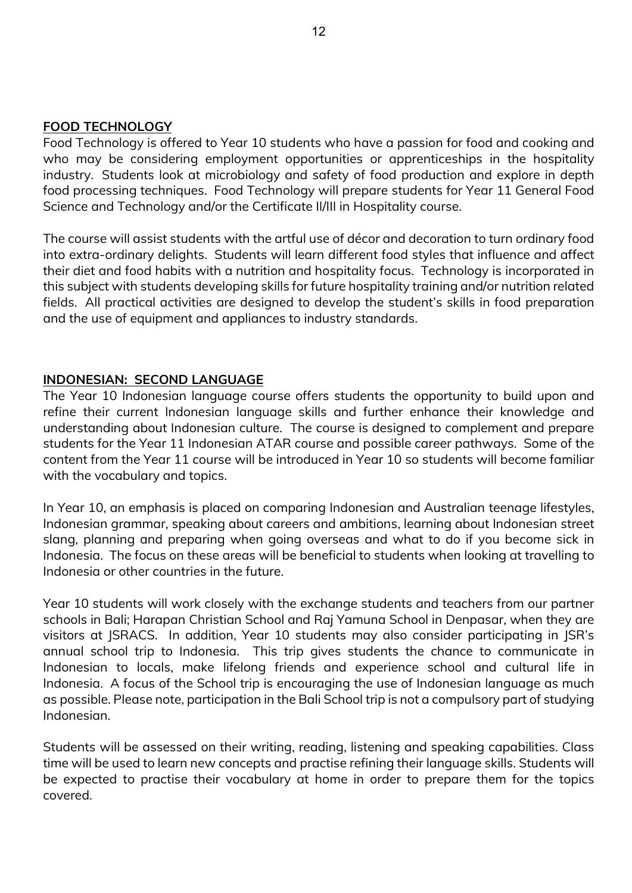## FOOD TECHNOLOGY

Food Technology is offered to Year 10 students who have a passion for food and cooking and who may be considering employment opportunities or apprenticeships in the hospitality industry. Students look at microbiology and safety of food production and explore in depth food processing techniques. Food Technology will prepare students for Year 11 General Food Science and Technology and/or the Certificate II/III in Hospitality course.

The course will assist students with the artful use of décor and decoration to turn ordinary food into extra-ordinary delights. Students will learn different food styles that influence and affect their diet and food habits with a nutrition and hospitality focus. Technology is incorporated in this subject with students developing skills for future hospitality training and/or nutrition related fields. All practical activities are designed to develop the student's skills in food preparation and the use of equipment and appliances to industry standards.

## INDONESIAN: SECOND LANGUAGE

The Year 10 Indonesian language course offers students the opportunity to build upon and refine their current Indonesian language skills and further enhance their knowledge and understanding about Indonesian culture. The course is designed to complement and prepare students for the Year 11 Indonesian ATAR course and possible career pathways. Some of the content from the Year 11 course will be introduced in Year 10 so students will become familiar with the vocabulary and topics.

In Year 10, an emphasis is placed on comparing Indonesian and Australian teenage lifestyles, Indonesian grammar, speaking about careers and ambitions, learning about Indonesian street slang, planning and preparing when going overseas and what to do if you become sick in Indonesia. The focus on these areas will be beneficial to students when looking at travelling to Indonesia or other countries in the future.

Year 10 students will work closely with the exchange students and teachers from our partner schools in Bali; Harapan Christian School and Raj Yamuna School in Denpasar, when they are visitors at JSRACS. In addition, Year 10 students may also consider participating in JSR's annual school trip to Indonesia. This trip gives students the chance to communicate in Indonesian to locals, make lifelong friends and experience school and cultural life in Indonesia. A focus of the School trip is encouraging the use of Indonesian language as much as possible. Please note, participation in the Bali School trip is not a compulsory part of studying Indonesian.

Students will be assessed on their writing, reading, listening and speaking capabilities. Class time will be used to learn new concepts and practise refining their language skills. Students will be expected to practise their vocabulary at home in order to prepare them for the topics covered.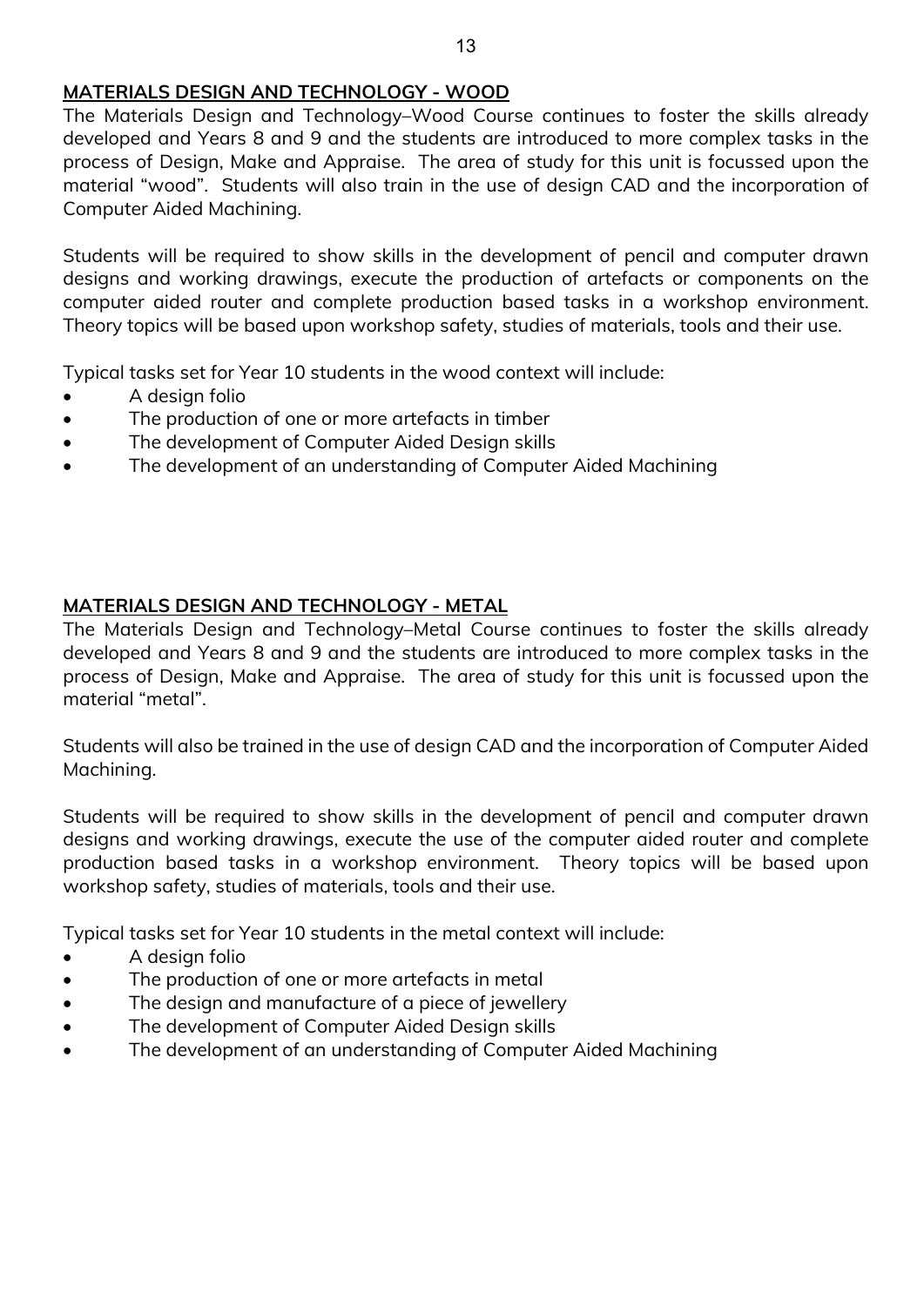## MATERIALS DESIGN AND TECHNOLOGY - WOOD

The Materials Design and Technology–Wood Course continues to foster the skills already developed and Years 8 and 9 and the students are introduced to more complex tasks in the process of Design, Make and Appraise. The area of study for this unit is focussed upon the material "wood". Students will also train in the use of design CAD and the incorporation of Computer Aided Machining.

Students will be required to show skills in the development of pencil and computer drawn designs and working drawings, execute the production of artefacts or components on the computer aided router and complete production based tasks in a workshop environment. Theory topics will be based upon workshop safety, studies of materials, tools and their use.

Typical tasks set for Year 10 students in the wood context will include:

- A design folio
- The production of one or more artefacts in timber
- The development of Computer Aided Design skills
- The development of an understanding of Computer Aided Machining

## MATERIALS DESIGN AND TECHNOLOGY - METAL

The Materials Design and Technology–Metal Course continues to foster the skills already developed and Years 8 and 9 and the students are introduced to more complex tasks in the process of Design, Make and Appraise. The area of study for this unit is focussed upon the material "metal".

Students will also be trained in the use of design CAD and the incorporation of Computer Aided Machining.

Students will be required to show skills in the development of pencil and computer drawn designs and working drawings, execute the use of the computer aided router and complete production based tasks in a workshop environment. Theory topics will be based upon workshop safety, studies of materials, tools and their use.

Typical tasks set for Year 10 students in the metal context will include:

- A design folio
- The production of one or more artefacts in metal
- The design and manufacture of a piece of jewellery
- The development of Computer Aided Design skills
- The development of an understanding of Computer Aided Machining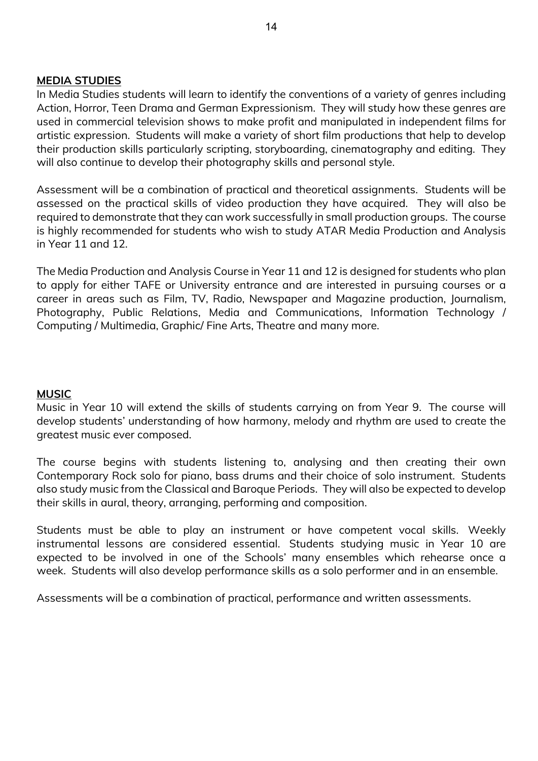## MEDIA STUDIES

In Media Studies students will learn to identify the conventions of a variety of genres including Action, Horror, Teen Drama and German Expressionism. They will study how these genres are used in commercial television shows to make profit and manipulated in independent films for artistic expression. Students will make a variety of short film productions that help to develop their production skills particularly scripting, storyboarding, cinematography and editing. They will also continue to develop their photography skills and personal style.

Assessment will be a combination of practical and theoretical assignments. Students will be assessed on the practical skills of video production they have acquired. They will also be required to demonstrate that they can work successfully in small production groups. The course is highly recommended for students who wish to study ATAR Media Production and Analysis in Year 11 and 12.

The Media Production and Analysis Course in Year 11 and 12 is designed for students who plan to apply for either TAFE or University entrance and are interested in pursuing courses or a career in areas such as Film, TV, Radio, Newspaper and Magazine production, Journalism, Photography, Public Relations, Media and Communications, Information Technology / Computing / Multimedia, Graphic/ Fine Arts, Theatre and many more.

## MUSIC

Music in Year 10 will extend the skills of students carrying on from Year 9. The course will develop students' understanding of how harmony, melody and rhythm are used to create the greatest music ever composed.

The course begins with students listening to, analysing and then creating their own Contemporary Rock solo for piano, bass drums and their choice of solo instrument. Students also study music from the Classical and Baroque Periods. They will also be expected to develop their skills in aural, theory, arranging, performing and composition.

Students must be able to play an instrument or have competent vocal skills. Weekly instrumental lessons are considered essential. Students studying music in Year 10 are expected to be involved in one of the Schools' many ensembles which rehearse once a week. Students will also develop performance skills as a solo performer and in an ensemble.

Assessments will be a combination of practical, performance and written assessments.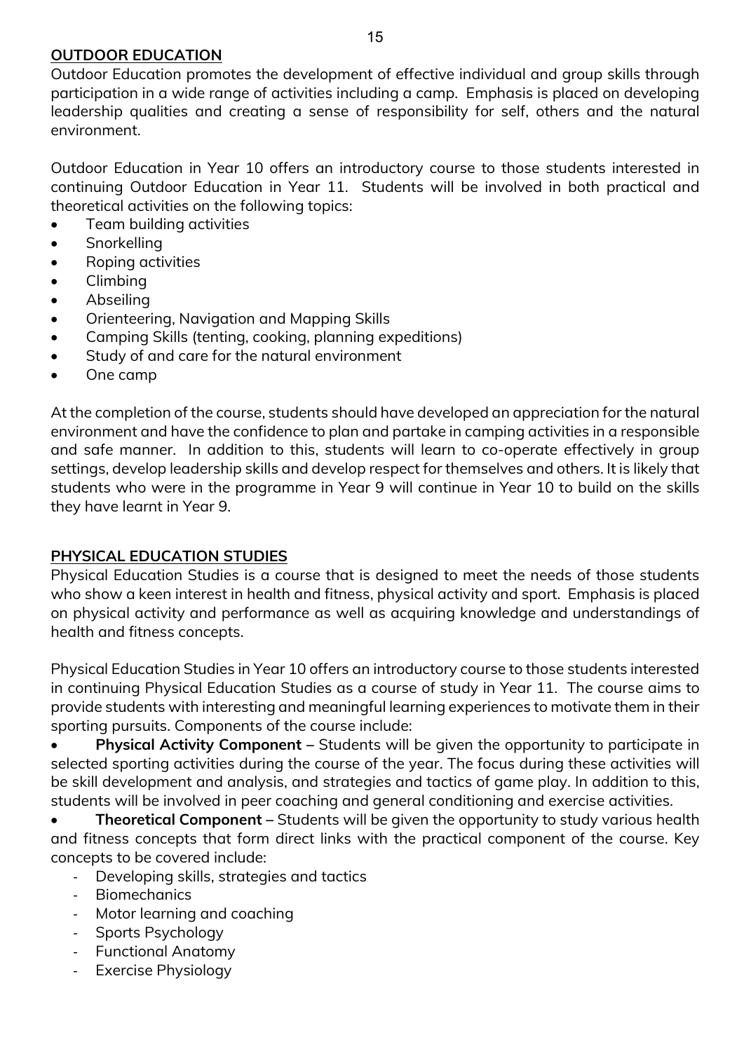## OUTDOOR EDUCATION

Outdoor Education promotes the development of effective individual and group skills through participation in a wide range of activities including a camp. Emphasis is placed on developing leadership qualities and creating a sense of responsibility for self, others and the natural environment.

Outdoor Education in Year 10 offers an introductory course to those students interested in continuing Outdoor Education in Year 11. Students will be involved in both practical and theoretical activities on the following topics:

- Team building activities
- Snorkelling
- Roping activities
- Climbing
- Abseiling
- Orienteering, Navigation and Mapping Skills
- Camping Skills (tenting, cooking, planning expeditions)
- Study of and care for the natural environment
- One camp

At the completion of the course, students should have developed an appreciation for the natural environment and have the confidence to plan and partake in camping activities in a responsible and safe manner. In addition to this, students will learn to co-operate effectively in group settings, develop leadership skills and develop respect for themselves and others. It is likely that students who were in the programme in Year 9 will continue in Year 10 to build on the skills they have learnt in Year 9.

## PHYSICAL EDUCATION STUDIES

Physical Education Studies is a course that is designed to meet the needs of those students who show a keen interest in health and fitness, physical activity and sport. Emphasis is placed on physical activity and performance as well as acquiring knowledge and understandings of health and fitness concepts.

Physical Education Studies in Year 10 offers an introductory course to those students interested in continuing Physical Education Studies as a course of study in Year 11. The course aims to provide students with interesting and meaningful learning experiences to motivate them in their sporting pursuits. Components of the course include:

- **Physical Activity Component** – Students will be given the opportunity to participate in selected sporting activities during the course of the year. The focus during these activities will be skill development and analysis, and strategies and tactics of game play. In addition to this, students will be involved in peer coaching and general conditioning and exercise activities.
- **Theoretical Component** – Students will be given the opportunity to study various health and fitness concepts that form direct links with the practical component of the course. Key concepts to be covered include:
  - Developing skills, strategies and tactics
  - Biomechanics
  - Motor learning and coaching
  - Sports Psychology
  - Functional Anatomy
  - Exercise Physiology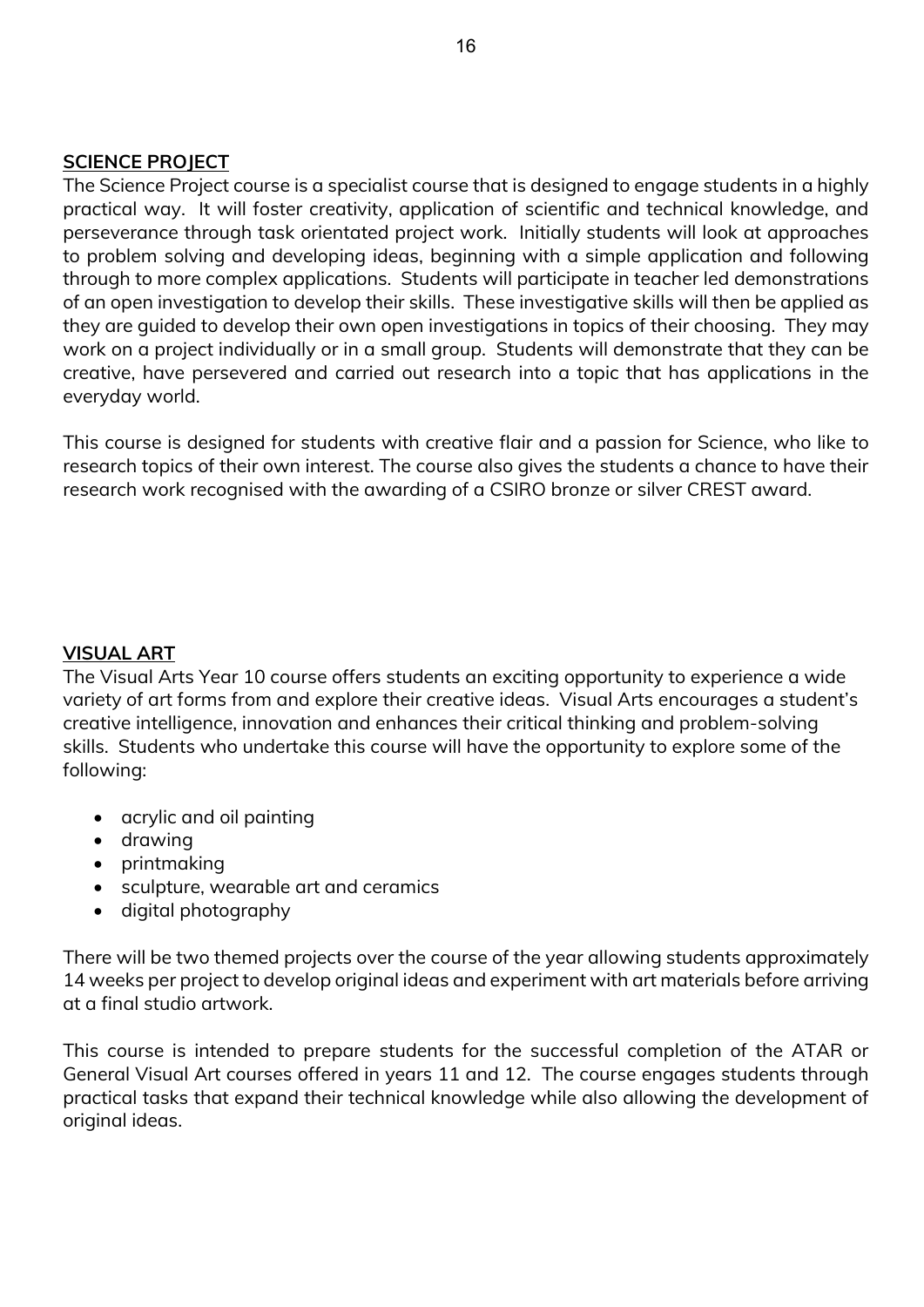## SCIENCE PROJECT

The Science Project course is a specialist course that is designed to engage students in a highly practical way. It will foster creativity, application of scientific and technical knowledge, and perseverance through task orientated project work. Initially students will look at approaches to problem solving and developing ideas, beginning with a simple application and following through to more complex applications. Students will participate in teacher led demonstrations of an open investigation to develop their skills. These investigative skills will then be applied as they are guided to develop their own open investigations in topics of their choosing. They may work on a project individually or in a small group. Students will demonstrate that they can be creative, have persevered and carried out research into a topic that has applications in the everyday world.

This course is designed for students with creative flair and a passion for Science, who like to research topics of their own interest. The course also gives the students a chance to have their research work recognised with the awarding of a CSIRO bronze or silver CREST award.

## VISUAL ART

The Visual Arts Year 10 course offers students an exciting opportunity to experience a wide variety of art forms from and explore their creative ideas. Visual Arts encourages a student's creative intelligence, innovation and enhances their critical thinking and problem-solving skills. Students who undertake this course will have the opportunity to explore some of the following:

- acrylic and oil painting
- drawing
- printmaking
- sculpture, wearable art and ceramics
- digital photography

There will be two themed projects over the course of the year allowing students approximately 14 weeks per project to develop original ideas and experiment with art materials before arriving at a final studio artwork.

This course is intended to prepare students for the successful completion of the ATAR or General Visual Art courses offered in years 11 and 12. The course engages students through practical tasks that expand their technical knowledge while also allowing the development of original ideas.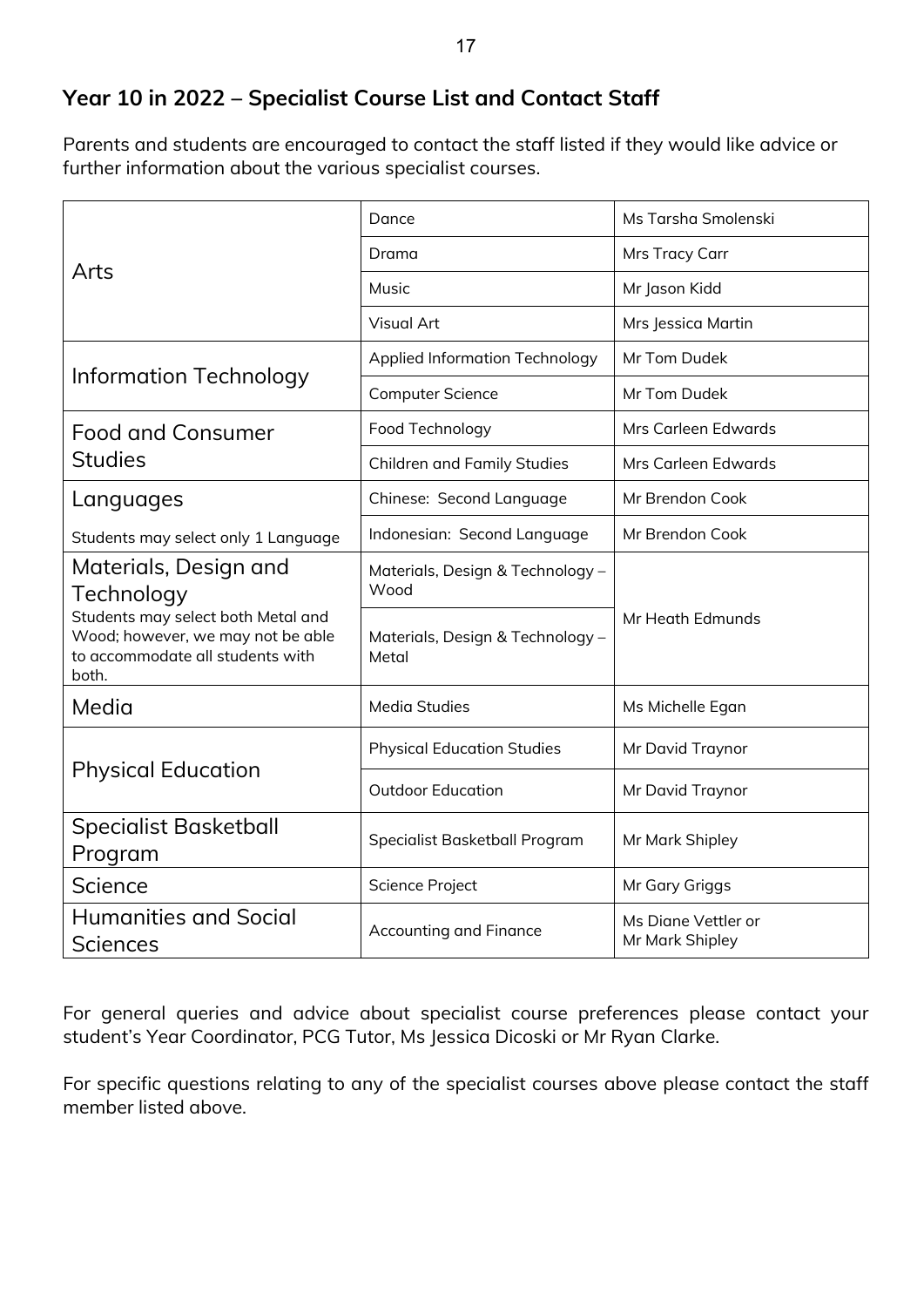## Year 10 in 2022 – Specialist Course List and Contact Staff

Parents and students are encouraged to contact the staff listed if they would like advice or further information about the various specialist courses.

| Learning Area | Course | Contact Staff |
|---|---|---|
| Arts | Dance | Ms Tarsha Smolenski |
| | Drama | Mrs Tracy Carr |
| | Music | Mr Jason Kidd |
| | Visual Art | Mrs Jessica Martin |
| Information Technology | Applied Information Technology | Mr Tom Dudek |
| | Computer Science | Mr Tom Dudek |
| Food and Consumer Studies | Food Technology | Mrs Carleen Edwards |
| | Children and Family Studies | Mrs Carleen Edwards |
| Languages<br>Students may select only 1 Language | Chinese: Second Language | Mr Brendon Cook |
| | Indonesian: Second Language | Mr Brendon Cook |
| Materials, Design and Technology<br>Students may select both Metal and Wood; however, we may not be able to accommodate all students with both. | Materials, Design & Technology – Wood | Mr Heath Edmunds |
| | Materials, Design & Technology – Metal | |
| Media | Media Studies | Ms Michelle Egan |
| Physical Education | Physical Education Studies | Mr David Traynor |
| | Outdoor Education | Mr David Traynor |
| Specialist Basketball Program | Specialist Basketball Program | Mr Mark Shipley |
| Science | Science Project | Mr Gary Griggs |
| Humanities and Social Sciences | Accounting and Finance | Ms Diane Vettler or Mr Mark Shipley |

For general queries and advice about specialist course preferences please contact your student's Year Coordinator, PCG Tutor, Ms Jessica Dicoski or Mr Ryan Clarke.

For specific questions relating to any of the specialist courses above please contact the staff member listed above.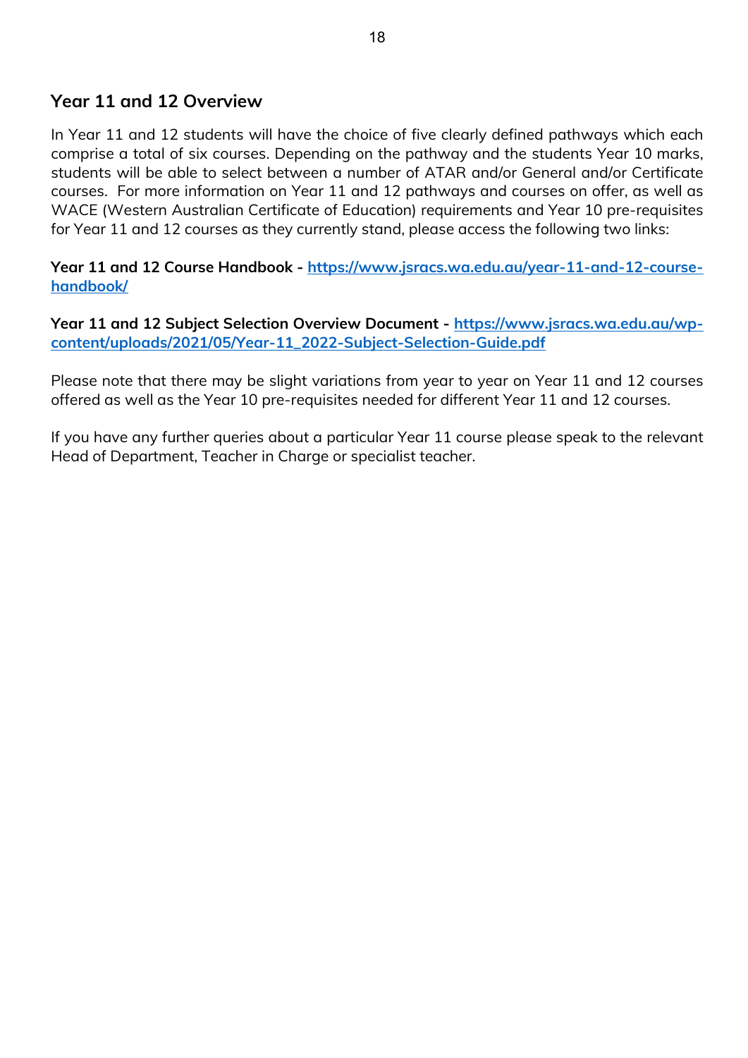## Year 11 and 12 Overview

In Year 11 and 12 students will have the choice of five clearly defined pathways which each comprise a total of six courses. Depending on the pathway and the students Year 10 marks, students will be able to select between a number of ATAR and/or General and/or Certificate courses. For more information on Year 11 and 12 pathways and courses on offer, as well as WACE (Western Australian Certificate of Education) requirements and Year 10 pre-requisites for Year 11 and 12 courses as they currently stand, please access the following two links:

**Year 11 and 12 Course Handbook -** [**https://www.jsracs.wa.edu.au/year-11-and-12-course-handbook/**](https://www.jsracs.wa.edu.au/year-11-and-12-course-handbook/)

**Year 11 and 12 Subject Selection Overview Document -** [**https://www.jsracs.wa.edu.au/wp-content/uploads/2021/05/Year-11_2022-Subject-Selection-Guide.pdf**](https://www.jsracs.wa.edu.au/wp-content/uploads/2021/05/Year-11_2022-Subject-Selection-Guide.pdf)

Please note that there may be slight variations from year to year on Year 11 and 12 courses offered as well as the Year 10 pre-requisites needed for different Year 11 and 12 courses.

If you have any further queries about a particular Year 11 course please speak to the relevant Head of Department, Teacher in Charge or specialist teacher.